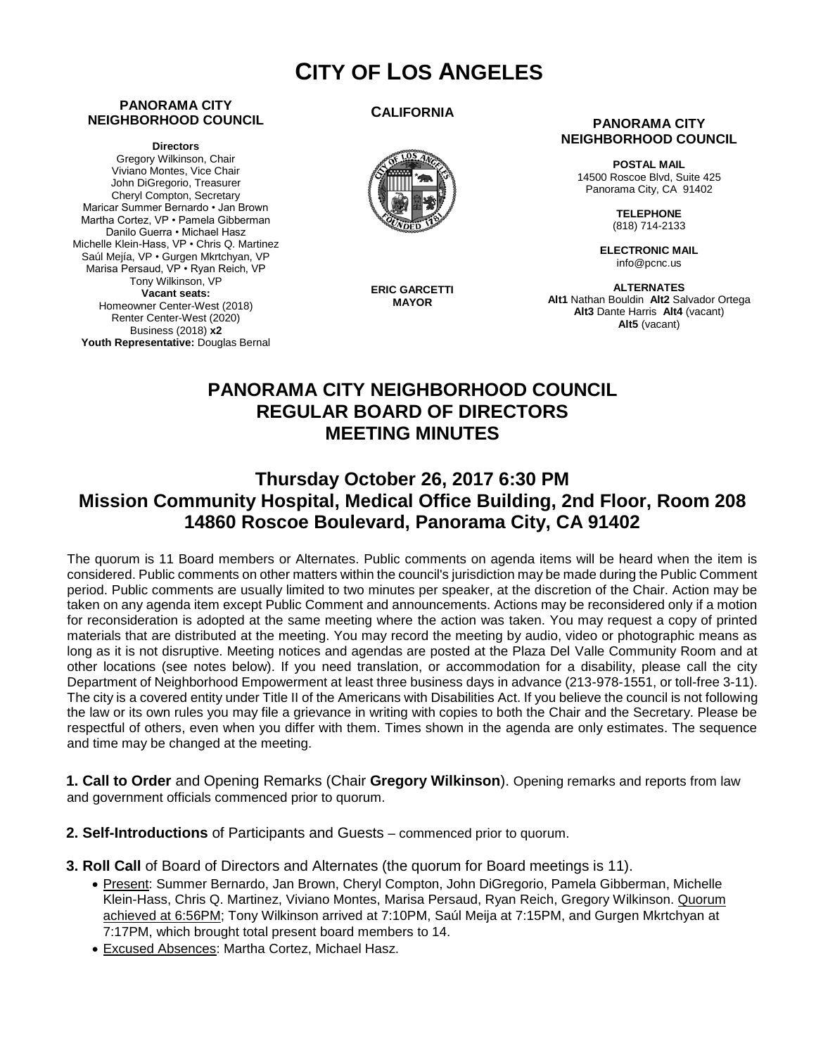# CITY OF LOS ANGELES

**PANORAMA CITY NEIGHBORHOOD COUNCIL**

**Directors**
Gregory Wilkinson, Chair
Viviano Montes, Vice Chair
John DiGregorio, Treasurer
Cheryl Compton, Secretary
Maricar Summer Bernardo • Jan Brown
Martha Cortez, VP • Pamela Gibberman
Danilo Guerra • Michael Hasz
Michelle Klein-Hass, VP • Chris Q. Martinez
Saúl Mejía, VP • Gurgen Mkrtchyan, VP
Marisa Persaud, VP • Ryan Reich, VP
Tony Wilkinson, VP
**Vacant seats:**
Homeowner Center-West (2018)
Renter Center-West (2020)
Business (2018) **x2**
**Youth Representative:** Douglas Bernal

**CALIFORNIA**

**ERIC GARCETTI**
**MAYOR**

**PANORAMA CITY NEIGHBORHOOD COUNCIL**

**POSTAL MAIL**
14500 Roscoe Blvd, Suite 425
Panorama City, CA 91402

**TELEPHONE**
(818) 714-2133

**ELECTRONIC MAIL**
info@pcnc.us

**ALTERNATES**
**Alt1** Nathan Bouldin **Alt2** Salvador Ortega
**Alt3** Dante Harris **Alt4** (vacant)
**Alt5** (vacant)

## PANORAMA CITY NEIGHBORHOOD COUNCIL REGULAR BOARD OF DIRECTORS MEETING MINUTES

## Thursday October 26, 2017 6:30 PM
## Mission Community Hospital, Medical Office Building, 2nd Floor, Room 208
## 14860 Roscoe Boulevard, Panorama City, CA 91402

The quorum is 11 Board members or Alternates. Public comments on agenda items will be heard when the item is considered. Public comments on other matters within the council's jurisdiction may be made during the Public Comment period. Public comments are usually limited to two minutes per speaker, at the discretion of the Chair. Action may be taken on any agenda item except Public Comment and announcements. Actions may be reconsidered only if a motion for reconsideration is adopted at the same meeting where the action was taken. You may request a copy of printed materials that are distributed at the meeting. You may record the meeting by audio, video or photographic means as long as it is not disruptive. Meeting notices and agendas are posted at the Plaza Del Valle Community Room and at other locations (see notes below). If you need translation, or accommodation for a disability, please call the city Department of Neighborhood Empowerment at least three business days in advance (213-978-1551, or toll-free 3-11). The city is a covered entity under Title II of the Americans with Disabilities Act. If you believe the council is not following the law or its own rules you may file a grievance in writing with copies to both the Chair and the Secretary. Please be respectful of others, even when you differ with them. Times shown in the agenda are only estimates. The sequence and time may be changed at the meeting.

**1. Call to Order** and Opening Remarks (Chair **Gregory Wilkinson**). Opening remarks and reports from law and government officials commenced prior to quorum.

**2. Self-Introductions** of Participants and Guests – commenced prior to quorum.

**3. Roll Call** of Board of Directors and Alternates (the quorum for Board meetings is 11).

- Present: Summer Bernardo, Jan Brown, Cheryl Compton, John DiGregorio, Pamela Gibberman, Michelle Klein-Hass, Chris Q. Martinez, Viviano Montes, Marisa Persaud, Ryan Reich, Gregory Wilkinson. Quorum achieved at 6:56PM; Tony Wilkinson arrived at 7:10PM, Saúl Meija at 7:15PM, and Gurgen Mkrtchyan at 7:17PM, which brought total present board members to 14.
- Excused Absences: Martha Cortez, Michael Hasz.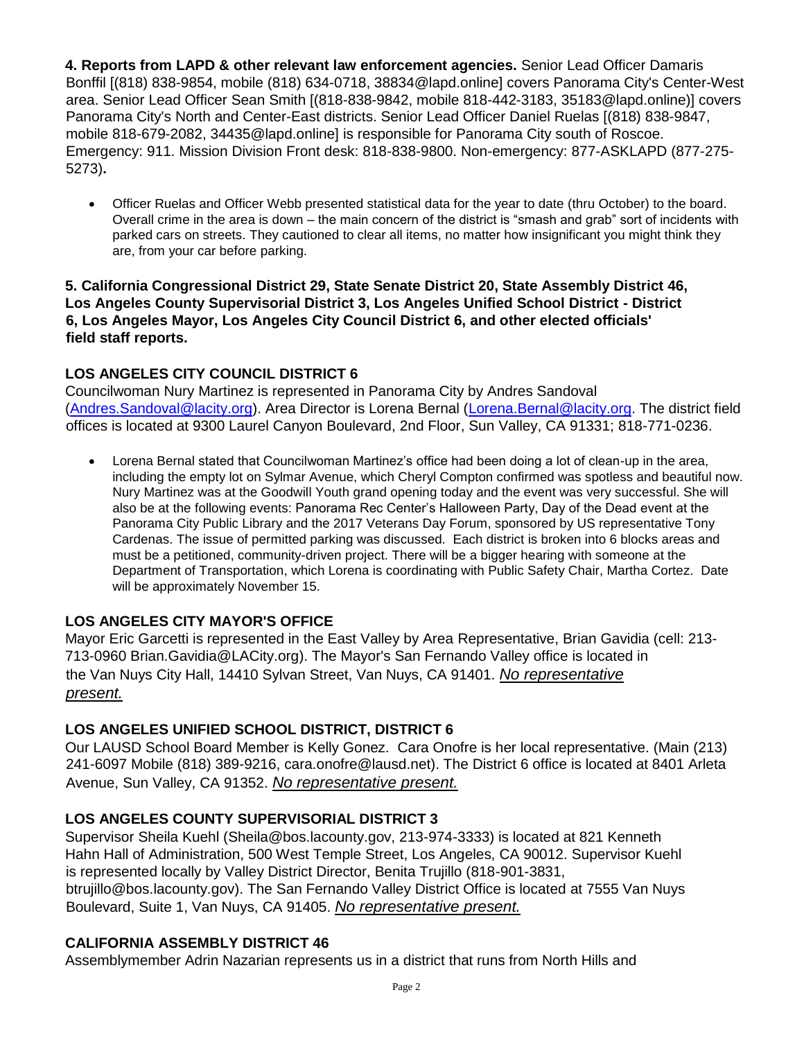**4. Reports from LAPD & other relevant law enforcement agencies.** Senior Lead Officer Damaris Bonffil [(818) 838-9854, mobile (818) 634-0718, 38834@lapd.online] covers Panorama City's Center-West area. Senior Lead Officer Sean Smith [(818-838-9842, mobile 818-442-3183, 35183@lapd.online)] covers Panorama City's North and Center-East districts. Senior Lead Officer Daniel Ruelas [(818) 838-9847, mobile 818-679-2082, 34435@lapd.online] is responsible for Panorama City south of Roscoe. Emergency: 911. Mission Division Front desk: 818-838-9800. Non-emergency: 877-ASKLAPD (877-275-5273)**.**

- Officer Ruelas and Officer Webb presented statistical data for the year to date (thru October) to the board. Overall crime in the area is down – the main concern of the district is "smash and grab" sort of incidents with parked cars on streets. They cautioned to clear all items, no matter how insignificant you might think they are, from your car before parking.

**5. California Congressional District 29, State Senate District 20, State Assembly District 46, Los Angeles County Supervisorial District 3, Los Angeles Unified School District - District 6, Los Angeles Mayor, Los Angeles City Council District 6, and other elected officials' field staff reports.**

**LOS ANGELES CITY COUNCIL DISTRICT 6**

Councilwoman Nury Martinez is represented in Panorama City by Andres Sandoval (Andres.Sandoval@lacity.org). Area Director is Lorena Bernal (Lorena.Bernal@lacity.org. The district field offices is located at 9300 Laurel Canyon Boulevard, 2nd Floor, Sun Valley, CA 91331; 818-771-0236.

- Lorena Bernal stated that Councilwoman Martinez's office had been doing a lot of clean-up in the area, including the empty lot on Sylmar Avenue, which Cheryl Compton confirmed was spotless and beautiful now. Nury Martinez was at the Goodwill Youth grand opening today and the event was very successful. She will also be at the following events: Panorama Rec Center's Halloween Party, Day of the Dead event at the Panorama City Public Library and the 2017 Veterans Day Forum, sponsored by US representative Tony Cardenas. The issue of permitted parking was discussed. Each district is broken into 6 blocks areas and must be a petitioned, community-driven project. There will be a bigger hearing with someone at the Department of Transportation, which Lorena is coordinating with Public Safety Chair, Martha Cortez. Date will be approximately November 15.

**LOS ANGELES CITY MAYOR'S OFFICE**

Mayor Eric Garcetti is represented in the East Valley by Area Representative, Brian Gavidia (cell: 213-713-0960 Brian.Gavidia@LACity.org). The Mayor's San Fernando Valley office is located in the Van Nuys City Hall, 14410 Sylvan Street, Van Nuys, CA 91401. *No representative present.*

**LOS ANGELES UNIFIED SCHOOL DISTRICT, DISTRICT 6**

Our LAUSD School Board Member is Kelly Gonez. Cara Onofre is her local representative. (Main (213) 241-6097 Mobile (818) 389-9216, cara.onofre@lausd.net). The District 6 office is located at 8401 Arleta Avenue, Sun Valley, CA 91352. *No representative present.*

**LOS ANGELES COUNTY SUPERVISORIAL DISTRICT 3**

Supervisor Sheila Kuehl (Sheila@bos.lacounty.gov, 213-974-3333) is located at 821 Kenneth Hahn Hall of Administration, 500 West Temple Street, Los Angeles, CA 90012. Supervisor Kuehl is represented locally by Valley District Director, Benita Trujillo (818-901-3831, btrujillo@bos.lacounty.gov). The San Fernando Valley District Office is located at 7555 Van Nuys Boulevard, Suite 1, Van Nuys, CA 91405. *No representative present.*

**CALIFORNIA ASSEMBLY DISTRICT 46**

Assemblymember Adrin Nazarian represents us in a district that runs from North Hills and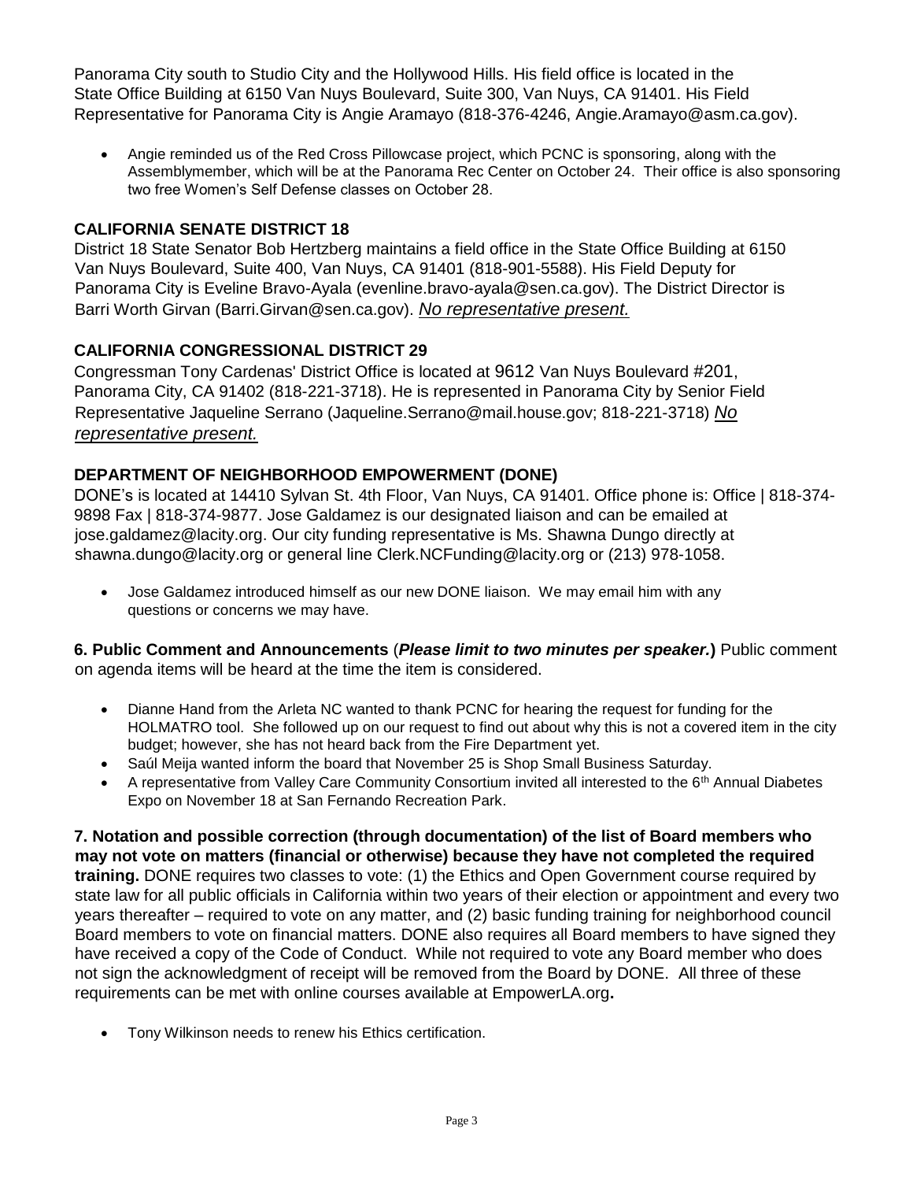Panorama City south to Studio City and the Hollywood Hills. His field office is located in the State Office Building at 6150 Van Nuys Boulevard, Suite 300, Van Nuys, CA 91401. His Field Representative for Panorama City is Angie Aramayo (818-376-4246, Angie.Aramayo@asm.ca.gov).

- Angie reminded us of the Red Cross Pillowcase project, which PCNC is sponsoring, along with the Assemblymember, which will be at the Panorama Rec Center on October 24. Their office is also sponsoring two free Women's Self Defense classes on October 28.

### CALIFORNIA SENATE DISTRICT 18

District 18 State Senator Bob Hertzberg maintains a field office in the State Office Building at 6150 Van Nuys Boulevard, Suite 400, Van Nuys, CA 91401 (818-901-5588). His Field Deputy for Panorama City is Eveline Bravo-Ayala (evenline.bravo-ayala@sen.ca.gov). The District Director is Barri Worth Girvan (Barri.Girvan@sen.ca.gov). *No representative present.*

### CALIFORNIA CONGRESSIONAL DISTRICT 29

Congressman Tony Cardenas' District Office is located at 9612 Van Nuys Boulevard #201, Panorama City, CA 91402 (818-221-3718). He is represented in Panorama City by Senior Field Representative Jaqueline Serrano (Jaqueline.Serrano@mail.house.gov; 818-221-3718) *No representative present.*

### DEPARTMENT OF NEIGHBORHOOD EMPOWERMENT (DONE)

DONE's is located at 14410 Sylvan St. 4th Floor, Van Nuys, CA 91401. Office phone is: Office | 818-374-9898 Fax | 818-374-9877. Jose Galdamez is our designated liaison and can be emailed at jose.galdamez@lacity.org. Our city funding representative is Ms. Shawna Dungo directly at shawna.dungo@lacity.org or general line Clerk.NCFunding@lacity.org or (213) 978-1058.

- Jose Galdamez introduced himself as our new DONE liaison. We may email him with any questions or concerns we may have.

**6. Public Comment and Announcements** (***Please limit to two minutes per speaker.***) Public comment on agenda items will be heard at the time the item is considered.

- Dianne Hand from the Arleta NC wanted to thank PCNC for hearing the request for funding for the HOLMATRO tool. She followed up on our request to find out about why this is not a covered item in the city budget; however, she has not heard back from the Fire Department yet.
- Saúl Meija wanted inform the board that November 25 is Shop Small Business Saturday.
- A representative from Valley Care Community Consortium invited all interested to the 6th Annual Diabetes Expo on November 18 at San Fernando Recreation Park.

**7. Notation and possible correction (through documentation) of the list of Board members who may not vote on matters (financial or otherwise) because they have not completed the required training.** DONE requires two classes to vote: (1) the Ethics and Open Government course required by state law for all public officials in California within two years of their election or appointment and every two years thereafter – required to vote on any matter, and (2) basic funding training for neighborhood council Board members to vote on financial matters. DONE also requires all Board members to have signed they have received a copy of the Code of Conduct. While not required to vote any Board member who does not sign the acknowledgment of receipt will be removed from the Board by DONE. All three of these requirements can be met with online courses available at EmpowerLA.org**.**

- Tony Wilkinson needs to renew his Ethics certification.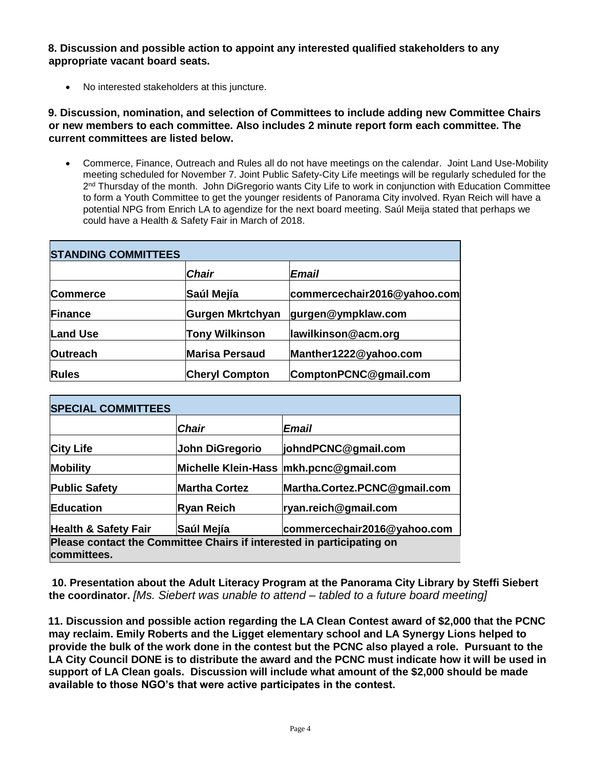**8. Discussion and possible action to appoint any interested qualified stakeholders to any appropriate vacant board seats.**

- No interested stakeholders at this juncture.

**9. Discussion, nomination, and selection of Committees to include adding new Committee Chairs or new members to each committee. Also includes 2 minute report form each committee. The current committees are listed below.**

- Commerce, Finance, Outreach and Rules all do not have meetings on the calendar. Joint Land Use-Mobility meeting scheduled for November 7. Joint Public Safety-City Life meetings will be regularly scheduled for the 2nd Thursday of the month. John DiGregorio wants City Life to work in conjunction with Education Committee to form a Youth Committee to get the younger residents of Panorama City involved. Ryan Reich will have a potential NPG from Enrich LA to agendize for the next board meeting. Saúl Meija stated that perhaps we could have a Health & Safety Fair in March of 2018.

| **STANDING COMMITTEES** | | |
|---|---|---|
| | ***Chair*** | ***Email*** |
| **Commerce** | **Saúl Mejía** | **commercechair2016@yahoo.com** |
| **Finance** | **Gurgen Mkrtchyan** | **gurgen@ympklaw.com** |
| **Land Use** | **Tony Wilkinson** | **lawilkinson@acm.org** |
| **Outreach** | **Marisa Persaud** | **Manther1222@yahoo.com** |
| **Rules** | **Cheryl Compton** | **ComptonPCNC@gmail.com** |

| **SPECIAL COMMITTEES** | | |
|---|---|---|
| | ***Chair*** | ***Email*** |
| **City Life** | **John DiGregorio** | **johndPCNC@gmail.com** |
| **Mobility** | **Michelle Klein-Hass** | **mkh.pcnc@gmail.com** |
| **Public Safety** | **Martha Cortez** | **Martha.Cortez.PCNC@gmail.com** |
| **Education** | **Ryan Reich** | **ryan.reich@gmail.com** |
| **Health & Safety Fair** | **Saúl Mejía** | **commercechair2016@yahoo.com** |
| **Please contact the Committee Chairs if interested in participating on committees.** | | |

**10. Presentation about the Adult Literacy Program at the Panorama City Library by Steffi Siebert the coordinator.** *[Ms. Siebert was unable to attend – tabled to a future board meeting]*

**11. Discussion and possible action regarding the LA Clean Contest award of $2,000 that the PCNC may reclaim. Emily Roberts and the Ligget elementary school and LA Synergy Lions helped to provide the bulk of the work done in the contest but the PCNC also played a role. Pursuant to the LA City Council DONE is to distribute the award and the PCNC must indicate how it will be used in support of LA Clean goals. Discussion will include what amount of the $2,000 should be made available to those NGO's that were active participates in the contest.**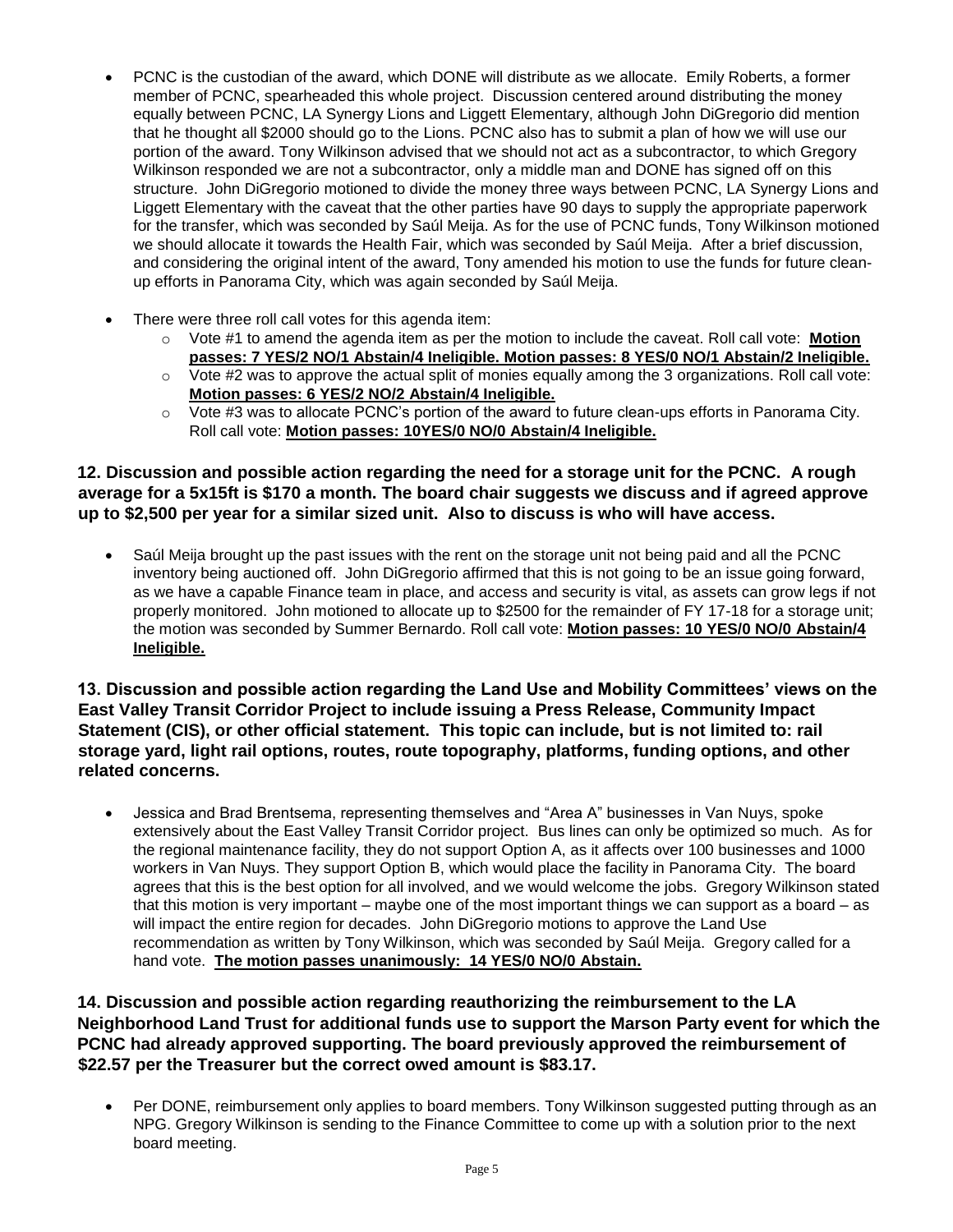- PCNC is the custodian of the award, which DONE will distribute as we allocate. Emily Roberts, a former member of PCNC, spearheaded this whole project. Discussion centered around distributing the money equally between PCNC, LA Synergy Lions and Liggett Elementary, although John DiGregorio did mention that he thought all $2000 should go to the Lions. PCNC also has to submit a plan of how we will use our portion of the award. Tony Wilkinson advised that we should not act as a subcontractor, to which Gregory Wilkinson responded we are not a subcontractor, only a middle man and DONE has signed off on this structure. John DiGregorio motioned to divide the money three ways between PCNC, LA Synergy Lions and Liggett Elementary with the caveat that the other parties have 90 days to supply the appropriate paperwork for the transfer, which was seconded by Saúl Meija. As for the use of PCNC funds, Tony Wilkinson motioned we should allocate it towards the Health Fair, which was seconded by Saúl Meija. After a brief discussion, and considering the original intent of the award, Tony amended his motion to use the funds for future clean-up efforts in Panorama City, which was again seconded by Saúl Meija.
- There were three roll call votes for this agenda item:
  - Vote #1 to amend the agenda item as per the motion to include the caveat. Roll call vote: **Motion passes: 7 YES/2 NO/1 Abstain/4 Ineligible. Motion passes: 8 YES/0 NO/1 Abstain/2 Ineligible.**
  - Vote #2 was to approve the actual split of monies equally among the 3 organizations. Roll call vote: **Motion passes: 6 YES/2 NO/2 Abstain/4 Ineligible.**
  - Vote #3 was to allocate PCNC's portion of the award to future clean-ups efforts in Panorama City. Roll call vote: **Motion passes: 10YES/0 NO/0 Abstain/4 Ineligible.**

**12. Discussion and possible action regarding the need for a storage unit for the PCNC. A rough average for a 5x15ft is $170 a month. The board chair suggests we discuss and if agreed approve up to $2,500 per year for a similar sized unit. Also to discuss is who will have access.**

- Saúl Meija brought up the past issues with the rent on the storage unit not being paid and all the PCNC inventory being auctioned off. John DiGregorio affirmed that this is not going to be an issue going forward, as we have a capable Finance team in place, and access and security is vital, as assets can grow legs if not properly monitored. John motioned to allocate up to $2500 for the remainder of FY 17-18 for a storage unit; the motion was seconded by Summer Bernardo. Roll call vote: **Motion passes: 10 YES/0 NO/0 Abstain/4 Ineligible.**

**13. Discussion and possible action regarding the Land Use and Mobility Committees' views on the East Valley Transit Corridor Project to include issuing a Press Release, Community Impact Statement (CIS), or other official statement. This topic can include, but is not limited to: rail storage yard, light rail options, routes, route topography, platforms, funding options, and other related concerns.**

- Jessica and Brad Brentsema, representing themselves and "Area A" businesses in Van Nuys, spoke extensively about the East Valley Transit Corridor project. Bus lines can only be optimized so much. As for the regional maintenance facility, they do not support Option A, as it affects over 100 businesses and 1000 workers in Van Nuys. They support Option B, which would place the facility in Panorama City. The board agrees that this is the best option for all involved, and we would welcome the jobs. Gregory Wilkinson stated that this motion is very important – maybe one of the most important things we can support as a board – as will impact the entire region for decades. John DiGregorio motions to approve the Land Use recommendation as written by Tony Wilkinson, which was seconded by Saúl Meija. Gregory called for a hand vote. **The motion passes unanimously: 14 YES/0 NO/0 Abstain.**

**14. Discussion and possible action regarding reauthorizing the reimbursement to the LA Neighborhood Land Trust for additional funds use to support the Marson Party event for which the PCNC had already approved supporting. The board previously approved the reimbursement of $22.57 per the Treasurer but the correct owed amount is $83.17.**

- Per DONE, reimbursement only applies to board members. Tony Wilkinson suggested putting through as an NPG. Gregory Wilkinson is sending to the Finance Committee to come up with a solution prior to the next board meeting.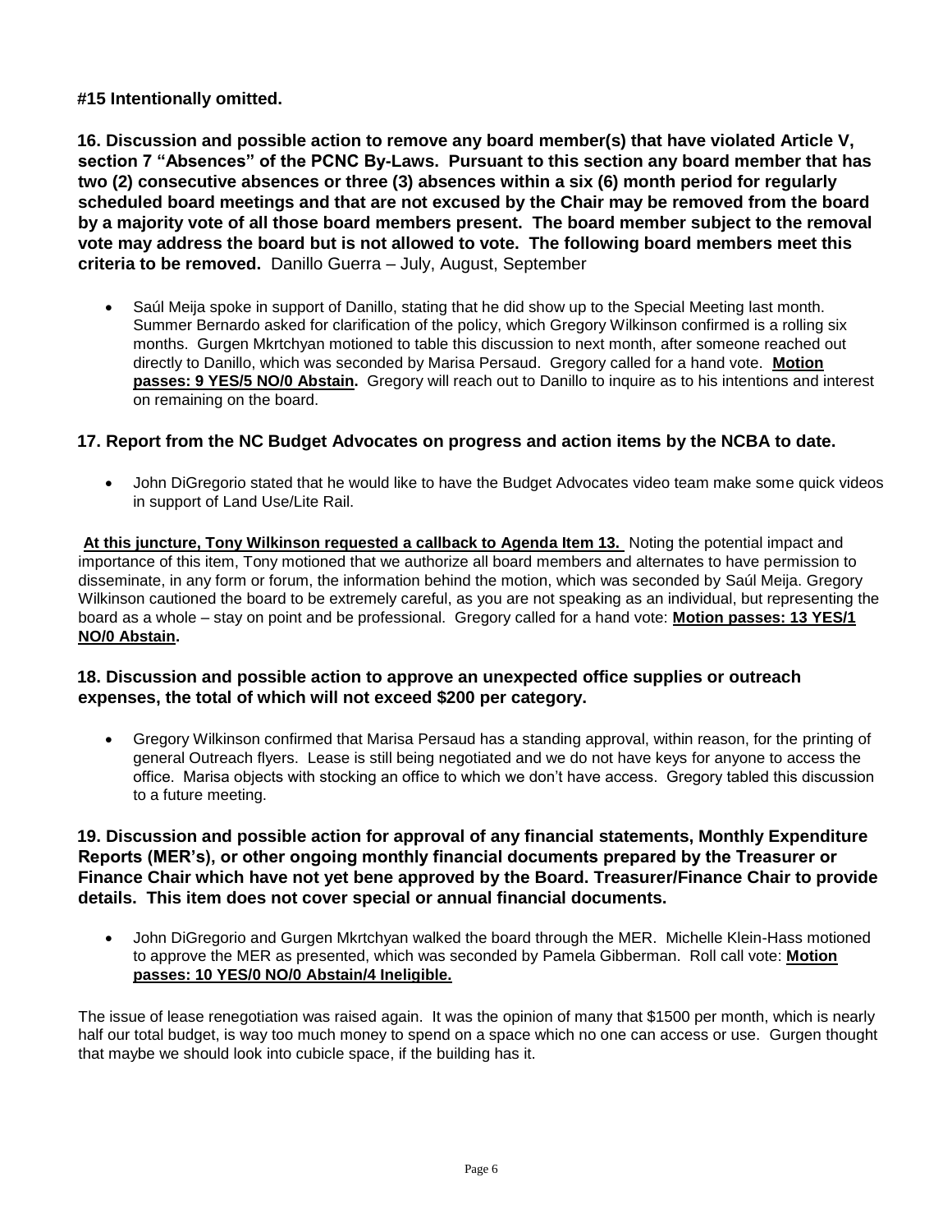**#15 Intentionally omitted.**

**16. Discussion and possible action to remove any board member(s) that have violated Article V, section 7 "Absences" of the PCNC By-Laws. Pursuant to this section any board member that has two (2) consecutive absences or three (3) absences within a six (6) month period for regularly scheduled board meetings and that are not excused by the Chair may be removed from the board by a majority vote of all those board members present. The board member subject to the removal vote may address the board but is not allowed to vote. The following board members meet this criteria to be removed.** Danillo Guerra – July, August, September

- Saúl Meija spoke in support of Danillo, stating that he did show up to the Special Meeting last month. Summer Bernardo asked for clarification of the policy, which Gregory Wilkinson confirmed is a rolling six months. Gurgen Mkrtchyan motioned to table this discussion to next month, after someone reached out directly to Danillo, which was seconded by Marisa Persaud. Gregory called for a hand vote. **Motion passes: 9 YES/5 NO/0 Abstain.** Gregory will reach out to Danillo to inquire as to his intentions and interest on remaining on the board.

**17. Report from the NC Budget Advocates on progress and action items by the NCBA to date.**

- John DiGregorio stated that he would like to have the Budget Advocates video team make some quick videos in support of Land Use/Lite Rail.

**At this juncture, Tony Wilkinson requested a callback to Agenda Item 13.** Noting the potential impact and importance of this item, Tony motioned that we authorize all board members and alternates to have permission to disseminate, in any form or forum, the information behind the motion, which was seconded by Saúl Meija. Gregory Wilkinson cautioned the board to be extremely careful, as you are not speaking as an individual, but representing the board as a whole – stay on point and be professional. Gregory called for a hand vote: **Motion passes: 13 YES/1 NO/0 Abstain.**

**18. Discussion and possible action to approve an unexpected office supplies or outreach expenses, the total of which will not exceed $200 per category.**

- Gregory Wilkinson confirmed that Marisa Persaud has a standing approval, within reason, for the printing of general Outreach flyers. Lease is still being negotiated and we do not have keys for anyone to access the office. Marisa objects with stocking an office to which we don't have access. Gregory tabled this discussion to a future meeting.

**19. Discussion and possible action for approval of any financial statements, Monthly Expenditure Reports (MER's), or other ongoing monthly financial documents prepared by the Treasurer or Finance Chair which have not yet bene approved by the Board. Treasurer/Finance Chair to provide details. This item does not cover special or annual financial documents.**

- John DiGregorio and Gurgen Mkrtchyan walked the board through the MER. Michelle Klein-Hass motioned to approve the MER as presented, which was seconded by Pamela Gibberman. Roll call vote: **Motion passes: 10 YES/0 NO/0 Abstain/4 Ineligible.**

The issue of lease renegotiation was raised again. It was the opinion of many that $1500 per month, which is nearly half our total budget, is way too much money to spend on a space which no one can access or use. Gurgen thought that maybe we should look into cubicle space, if the building has it.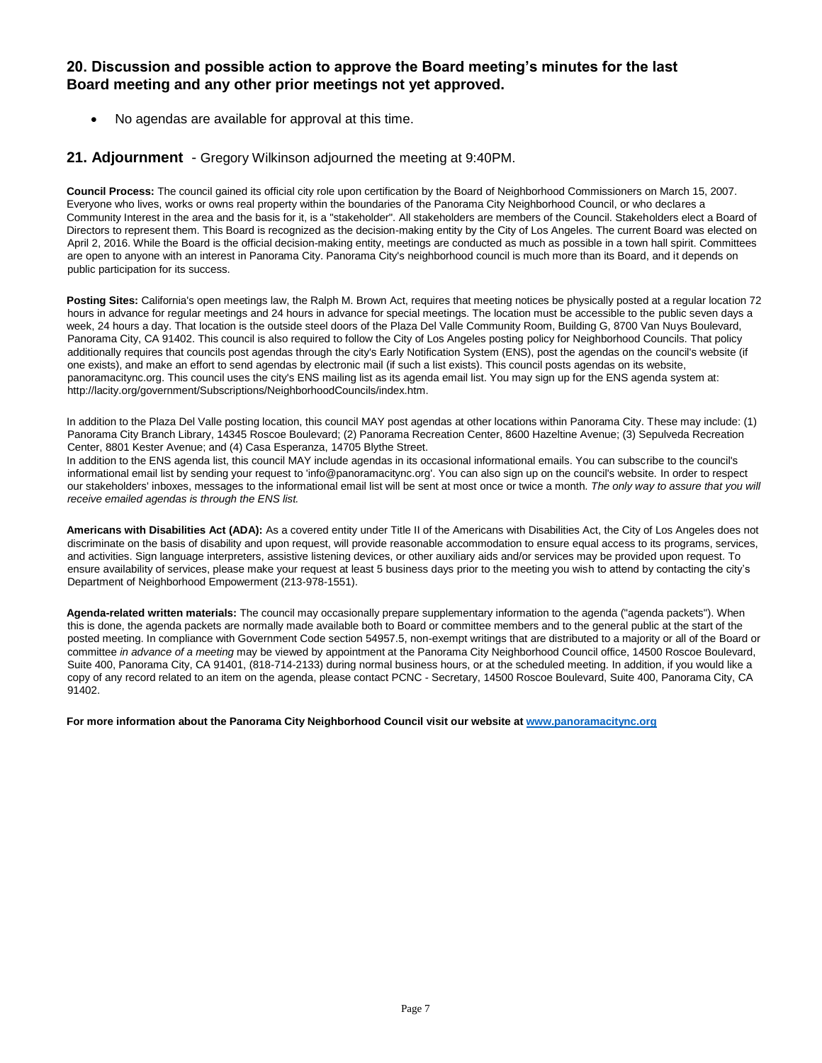## 20. Discussion and possible action to approve the Board meeting's minutes for the last Board meeting and any other prior meetings not yet approved.

- No agendas are available for approval at this time.

## 21. Adjournment - Gregory Wilkinson adjourned the meeting at 9:40PM.

**Council Process:** The council gained its official city role upon certification by the Board of Neighborhood Commissioners on March 15, 2007. Everyone who lives, works or owns real property within the boundaries of the Panorama City Neighborhood Council, or who declares a Community Interest in the area and the basis for it, is a "stakeholder". All stakeholders are members of the Council. Stakeholders elect a Board of Directors to represent them. This Board is recognized as the decision-making entity by the City of Los Angeles. The current Board was elected on April 2, 2016. While the Board is the official decision-making entity, meetings are conducted as much as possible in a town hall spirit. Committees are open to anyone with an interest in Panorama City. Panorama City's neighborhood council is much more than its Board, and it depends on public participation for its success.

**Posting Sites:** California's open meetings law, the Ralph M. Brown Act, requires that meeting notices be physically posted at a regular location 72 hours in advance for regular meetings and 24 hours in advance for special meetings. The location must be accessible to the public seven days a week, 24 hours a day. That location is the outside steel doors of the Plaza Del Valle Community Room, Building G, 8700 Van Nuys Boulevard, Panorama City, CA 91402. This council is also required to follow the City of Los Angeles posting policy for Neighborhood Councils. That policy additionally requires that councils post agendas through the city's Early Notification System (ENS), post the agendas on the council's website (if one exists), and make an effort to send agendas by electronic mail (if such a list exists). This council posts agendas on its website, panoramacitync.org. This council uses the city's ENS mailing list as its agenda email list. You may sign up for the ENS agenda system at: http://lacity.org/government/Subscriptions/NeighborhoodCouncils/index.htm.

In addition to the Plaza Del Valle posting location, this council MAY post agendas at other locations within Panorama City. These may include: (1) Panorama City Branch Library, 14345 Roscoe Boulevard; (2) Panorama Recreation Center, 8600 Hazeltine Avenue; (3) Sepulveda Recreation Center, 8801 Kester Avenue; and (4) Casa Esperanza, 14705 Blythe Street.
In addition to the ENS agenda list, this council MAY include agendas in its occasional informational emails. You can subscribe to the council's informational email list by sending your request to 'info@panoramacitync.org'. You can also sign up on the council's website. In order to respect our stakeholders' inboxes, messages to the informational email list will be sent at most once or twice a month. *The only way to assure that you will receive emailed agendas is through the ENS list.*

**Americans with Disabilities Act (ADA):** As a covered entity under Title II of the Americans with Disabilities Act, the City of Los Angeles does not discriminate on the basis of disability and upon request, will provide reasonable accommodation to ensure equal access to its programs, services, and activities. Sign language interpreters, assistive listening devices, or other auxiliary aids and/or services may be provided upon request. To ensure availability of services, please make your request at least 5 business days prior to the meeting you wish to attend by contacting the city's Department of Neighborhood Empowerment (213-978-1551).

**Agenda-related written materials:** The council may occasionally prepare supplementary information to the agenda ("agenda packets"). When this is done, the agenda packets are normally made available both to Board or committee members and to the general public at the start of the posted meeting. In compliance with Government Code section 54957.5, non-exempt writings that are distributed to a majority or all of the Board or committee *in advance of a meeting* may be viewed by appointment at the Panorama City Neighborhood Council office, 14500 Roscoe Boulevard, Suite 400, Panorama City, CA 91401, (818-714-2133) during normal business hours, or at the scheduled meeting. In addition, if you would like a copy of any record related to an item on the agenda, please contact PCNC - Secretary, 14500 Roscoe Boulevard, Suite 400, Panorama City, CA 91402.

**For more information about the Panorama City Neighborhood Council visit our website at [www.panoramacitync.org](http://www.panoramacitync.org)**